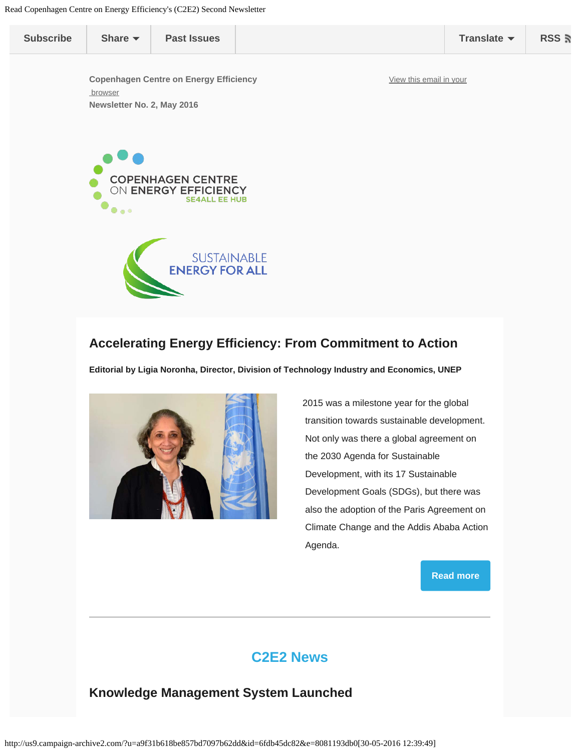Subscribe | Share | Past Issues | Translate | RSS

Copenhagen Centre on Energy Efficiency

[View this email in your browser]

**Newsletter No. 2, May 2016**

COPENHAGEN CENTRE ON ENERGY EFFICIENCY
SE4ALL EE HUB

SUSTAINABLE ENERGY FOR ALL

## Accelerating Energy Efficiency: From Commitment to Action

**Editorial by Ligia Noronha, Director, Division of Technology Industry and Economics, UNEP**

2015 was a milestone year for the global transition towards sustainable development. Not only was there a global agreement on the 2030 Agenda for Sustainable Development, with its 17 Sustainable Development Goals (SDGs), but there was also the adoption of the Paris Agreement on Climate Change and the Addis Ababa Action Agenda.

Read more

---

## C2E2 News

### Knowledge Management System Launched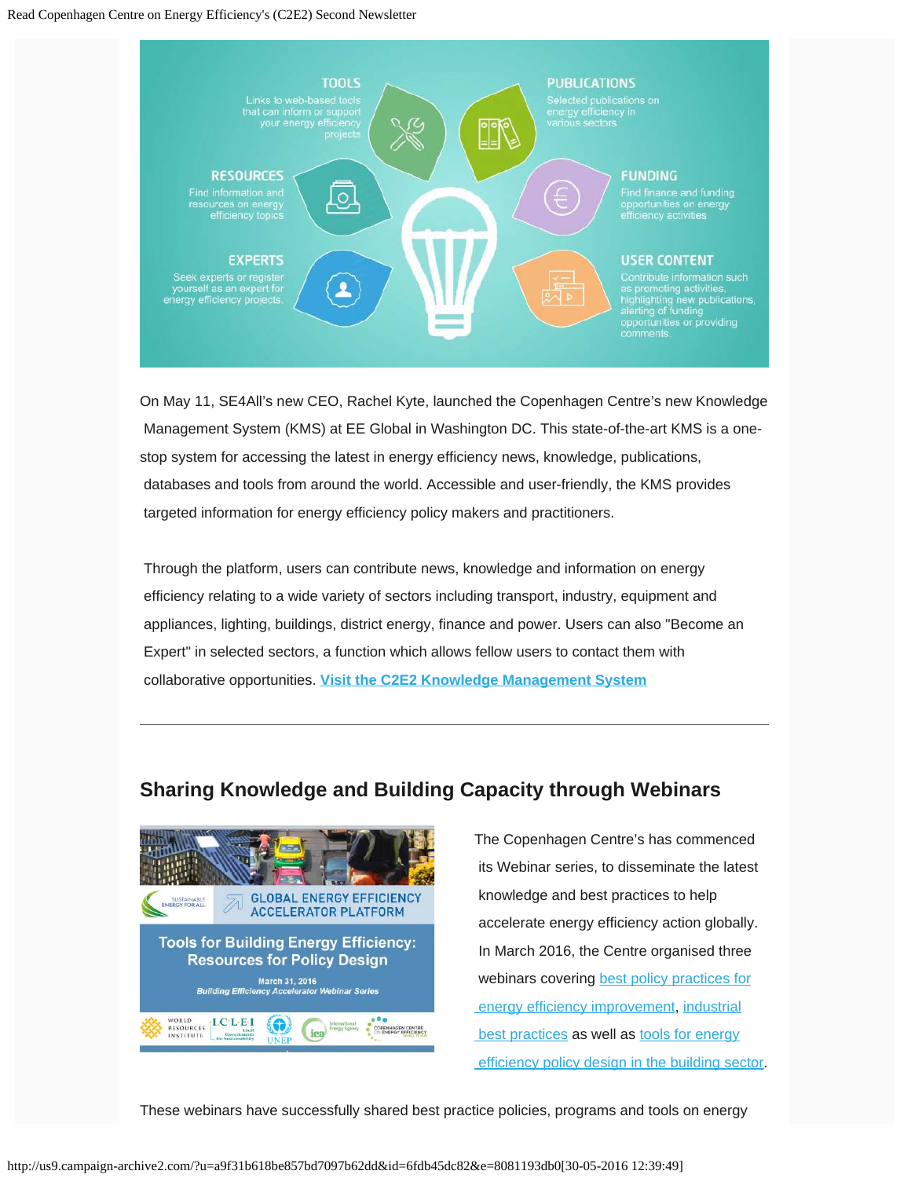TOOLS
Links to web-based tools that can inform or support your energy efficiency projects

PUBLICATIONS
Selected publications on energy efficiency in various sectors

RESOURCES
Find information and resources on energy efficiency topics

FUNDING
Find finance and funding opportunities on energy efficiency activities

EXPERTS
Seek experts or register yourself as an expert for energy efficiency projects.

USER CONTENT
Contribute information such as promoting activities, highlighting new publications, alerting of funding opportunities or providing comments.

On May 11, SE4All's new CEO, Rachel Kyte, launched the Copenhagen Centre's new Knowledge Management System (KMS) at EE Global in Washington DC. This state-of-the-art KMS is a one-stop system for accessing the latest in energy efficiency news, knowledge, publications, databases and tools from around the world. Accessible and user-friendly, the KMS provides targeted information for energy efficiency policy makers and practitioners.

Through the platform, users can contribute news, knowledge and information on energy efficiency relating to a wide variety of sectors including transport, industry, equipment and appliances, lighting, buildings, district energy, finance and power. Users can also "Become an Expert" in selected sectors, a function which allows fellow users to contact them with collaborative opportunities. **Visit the C2E2 Knowledge Management System**

---

## Sharing Knowledge and Building Capacity through Webinars

SUSTAINABLE ENERGY FOR ALL — GLOBAL ENERGY EFFICIENCY ACCELERATOR PLATFORM

Tools for Building Energy Efficiency: Resources for Policy Design

March 31, 2016
*Building Efficiency Accelerator Webinar Series*

The Copenhagen Centre's has commenced its Webinar series, to disseminate the latest knowledge and best practices to help accelerate energy efficiency action globally. In March 2016, the Centre organised three webinars covering best policy practices for energy efficiency improvement, industrial best practices as well as tools for energy efficiency policy design in the building sector.

These webinars have successfully shared best practice policies, programs and tools on energy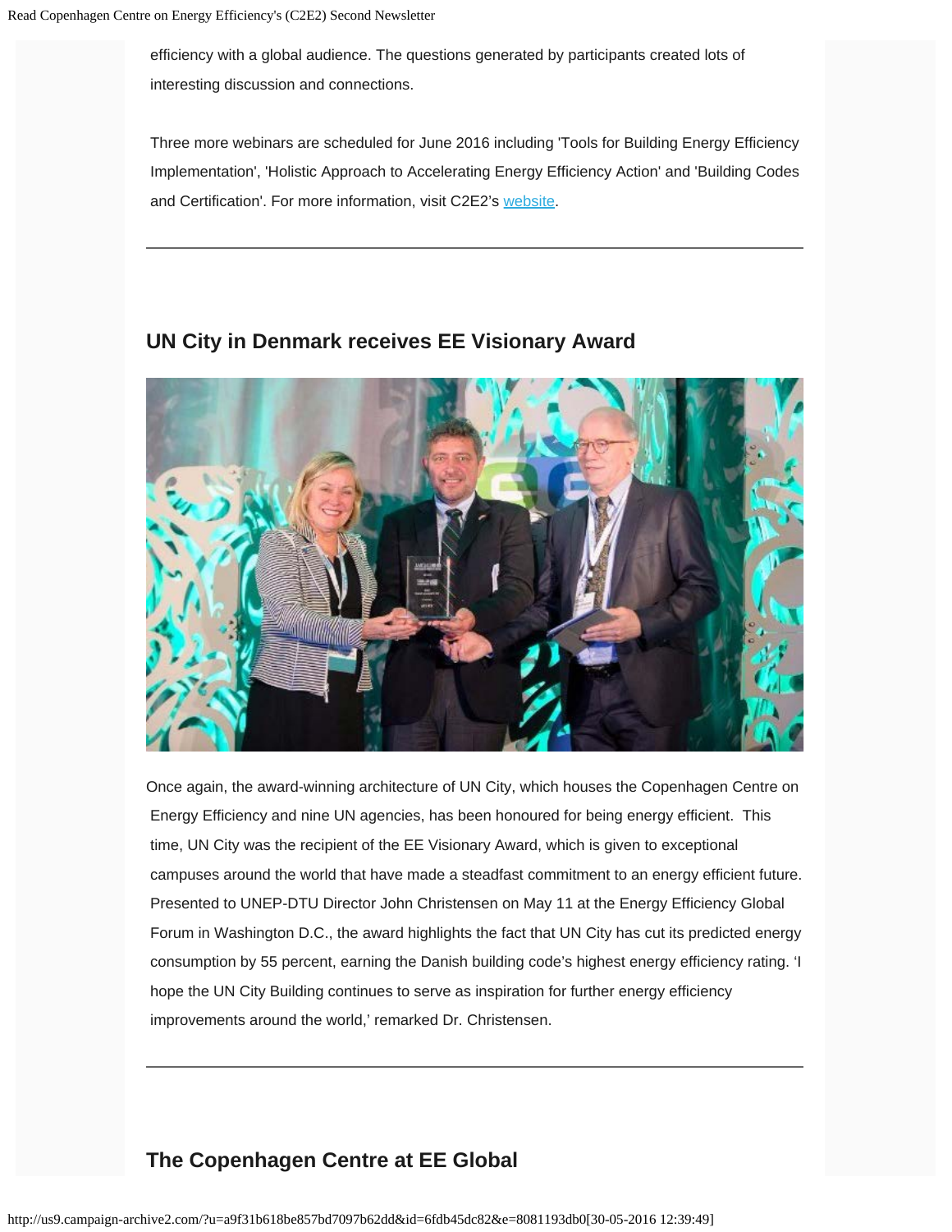efficiency with a global audience. The questions generated by participants created lots of interesting discussion and connections.

Three more webinars are scheduled for June 2016 including 'Tools for Building Energy Efficiency Implementation', 'Holistic Approach to Accelerating Energy Efficiency Action' and 'Building Codes and Certification'. For more information, visit C2E2's website.

---

## UN City in Denmark receives EE Visionary Award

Once again, the award-winning architecture of UN City, which houses the Copenhagen Centre on Energy Efficiency and nine UN agencies, has been honoured for being energy efficient. This time, UN City was the recipient of the EE Visionary Award, which is given to exceptional campuses around the world that have made a steadfast commitment to an energy efficient future. Presented to UNEP-DTU Director John Christensen on May 11 at the Energy Efficiency Global Forum in Washington D.C., the award highlights the fact that UN City has cut its predicted energy consumption by 55 percent, earning the Danish building code's highest energy efficiency rating. 'I hope the UN City Building continues to serve as inspiration for further energy efficiency improvements around the world,' remarked Dr. Christensen.

---

## The Copenhagen Centre at EE Global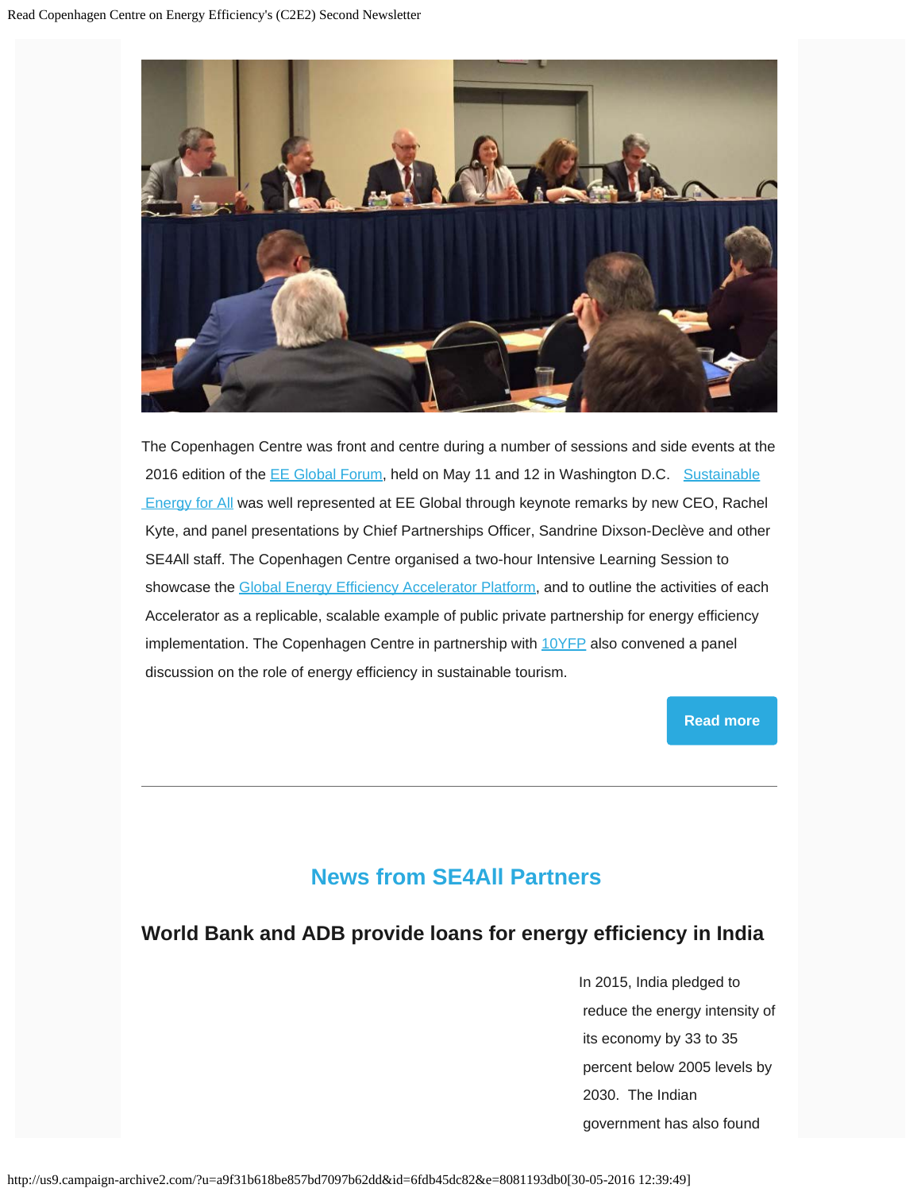The Copenhagen Centre was front and centre during a number of sessions and side events at the 2016 edition of the EE Global Forum, held on May 11 and 12 in Washington D.C. Sustainable Energy for All was well represented at EE Global through keynote remarks by new CEO, Rachel Kyte, and panel presentations by Chief Partnerships Officer, Sandrine Dixson-Declève and other SE4All staff. The Copenhagen Centre organised a two-hour Intensive Learning Session to showcase the Global Energy Efficiency Accelerator Platform, and to outline the activities of each Accelerator as a replicable, scalable example of public private partnership for energy efficiency implementation. The Copenhagen Centre in partnership with 10YFP also convened a panel discussion on the role of energy efficiency in sustainable tourism.

Read more

---

## News from SE4All Partners

### World Bank and ADB provide loans for energy efficiency in India

In 2015, India pledged to reduce the energy intensity of its economy by 33 to 35 percent below 2005 levels by 2030. The Indian government has also found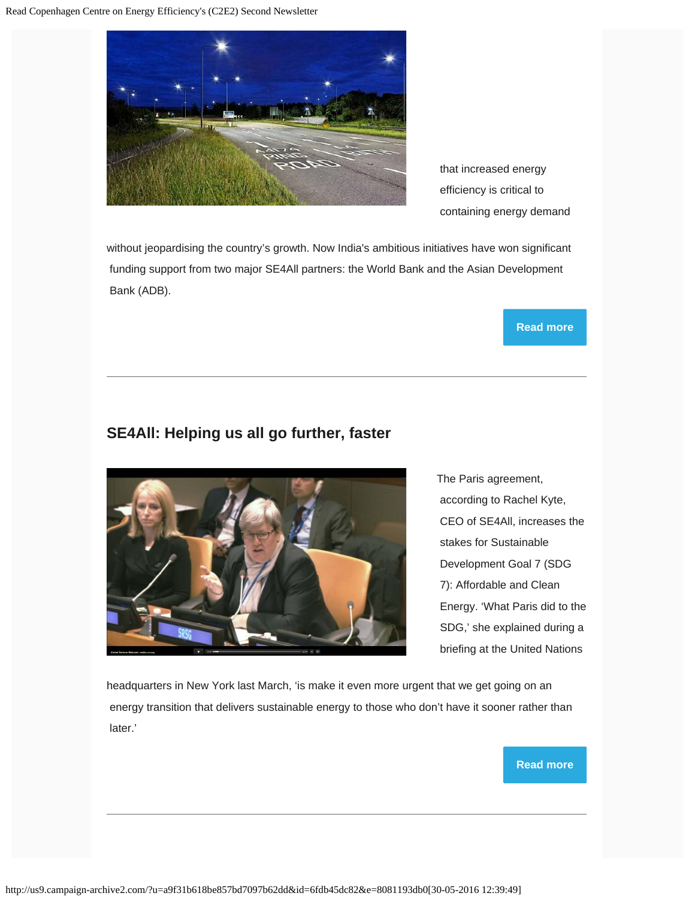that increased energy efficiency is critical to containing energy demand without jeopardising the country's growth. Now India's ambitious initiatives have won significant funding support from two major SE4All partners: the World Bank and the Asian Development Bank (ADB).

**Read more**

---

## SE4All: Helping us all go further, faster

The Paris agreement, according to Rachel Kyte, CEO of SE4All, increases the stakes for Sustainable Development Goal 7 (SDG 7): Affordable and Clean Energy. 'What Paris did to the SDG,' she explained during a briefing at the United Nations headquarters in New York last March, 'is make it even more urgent that we get going on an energy transition that delivers sustainable energy to those who don't have it sooner rather than later.'

**Read more**

---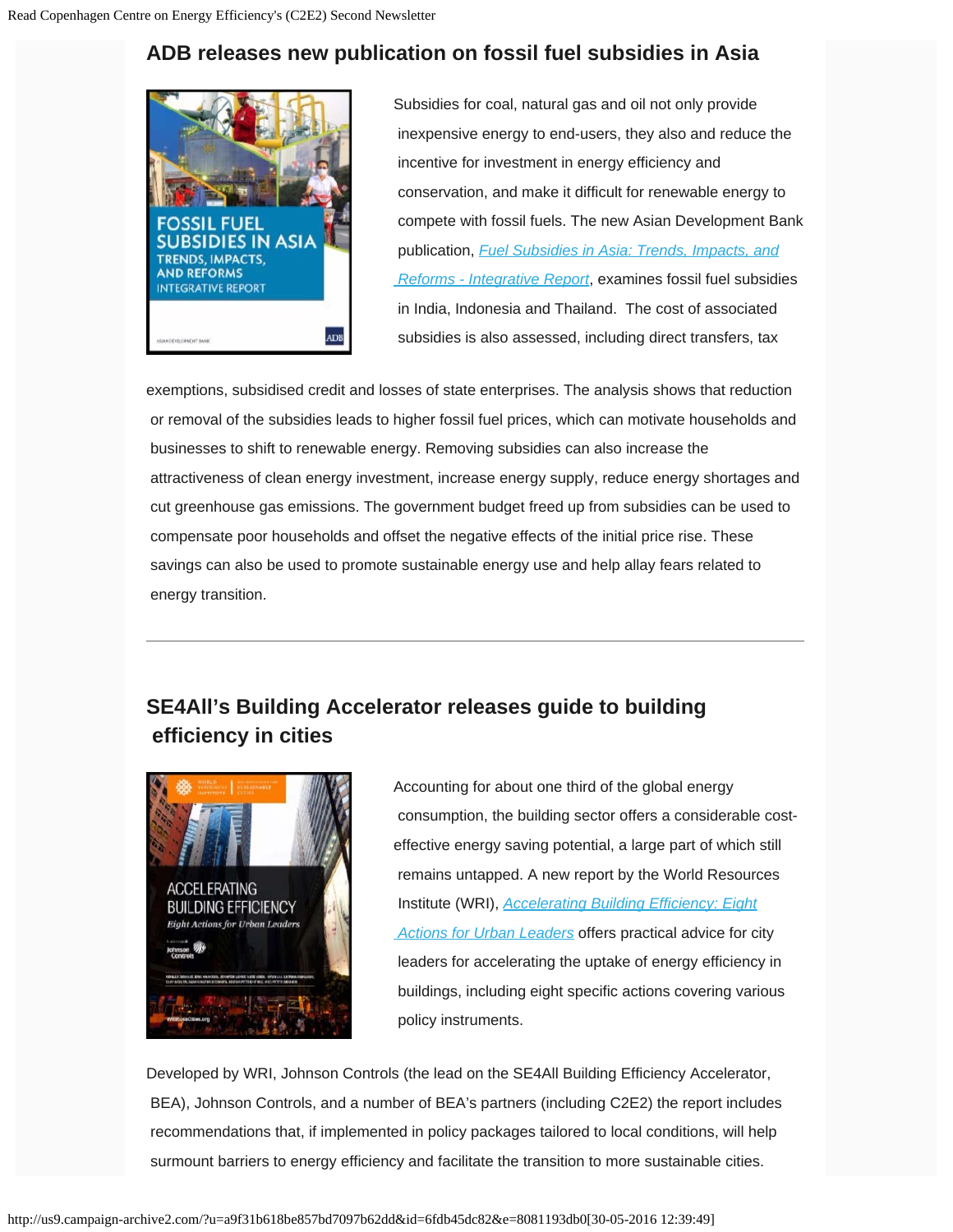## ADB releases new publication on fossil fuel subsidies in Asia

Subsidies for coal, natural gas and oil not only provide inexpensive energy to end-users, they also and reduce the incentive for investment in energy efficiency and conservation, and make it difficult for renewable energy to compete with fossil fuels. The new Asian Development Bank publication, *Fuel Subsidies in Asia: Trends, Impacts, and Reforms - Integrative Report*, examines fossil fuel subsidies in India, Indonesia and Thailand. The cost of associated subsidies is also assessed, including direct transfers, tax exemptions, subsidised credit and losses of state enterprises. The analysis shows that reduction or removal of the subsidies leads to higher fossil fuel prices, which can motivate households and businesses to shift to renewable energy. Removing subsidies can also increase the attractiveness of clean energy investment, increase energy supply, reduce energy shortages and cut greenhouse gas emissions. The government budget freed up from subsidies can be used to compensate poor households and offset the negative effects of the initial price rise. These savings can also be used to promote sustainable energy use and help allay fears related to energy transition.

---

## SE4All's Building Accelerator releases guide to building efficiency in cities

Accounting for about one third of the global energy consumption, the building sector offers a considerable cost-effective energy saving potential, a large part of which still remains untapped. A new report by the World Resources Institute (WRI), *Accelerating Building Efficiency: Eight Actions for Urban Leaders* offers practical advice for city leaders for accelerating the uptake of energy efficiency in buildings, including eight specific actions covering various policy instruments.

Developed by WRI, Johnson Controls (the lead on the SE4All Building Efficiency Accelerator, BEA), Johnson Controls, and a number of BEA's partners (including C2E2) the report includes recommendations that, if implemented in policy packages tailored to local conditions, will help surmount barriers to energy efficiency and facilitate the transition to more sustainable cities.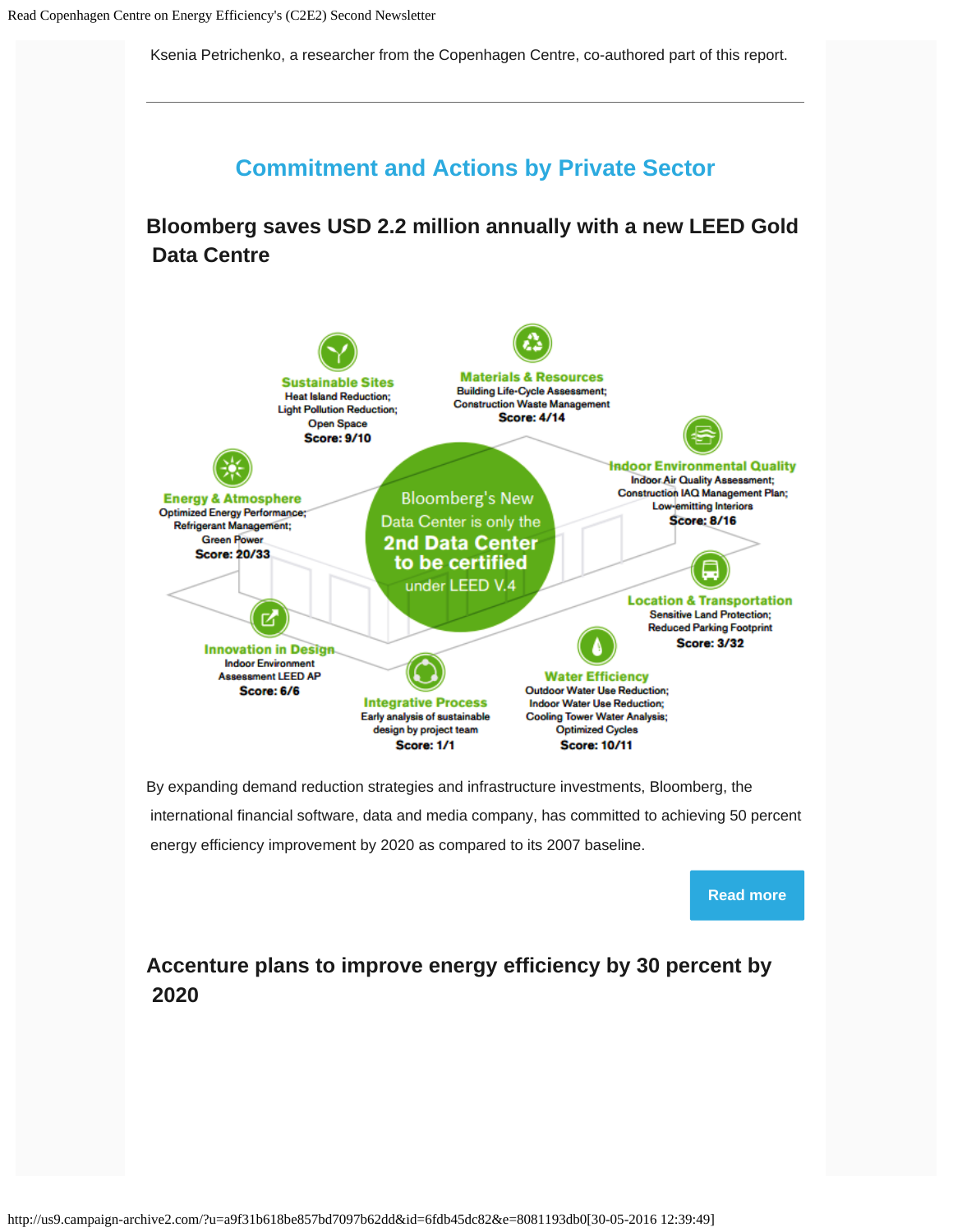Ksenia Petrichenko, a researcher from the Copenhagen Centre, co-authored part of this report.

---

## Commitment and Actions by Private Sector

### Bloomberg saves USD 2.2 million annually with a new LEED Gold Data Centre

**Sustainable Sites**
Heat Island Reduction;
Light Pollution Reduction;
Open Space
**Score: 9/10**

**Materials & Resources**
Building Life-Cycle Assessment;
Construction Waste Management
**Score: 4/14**

**Indoor Environmental Quality**
Indoor Air Quality Assessment;
Construction IAQ Management Plan;
Low-emitting Interiors
**Score: 8/16**

**Energy & Atmosphere**
Optimized Energy Performance;
Refrigerant Management;
Green Power
**Score: 20/33**

Bloomberg's New Data Center is only the **2nd Data Center to be certified** under LEED V.4

**Location & Transportation**
Sensitive Land Protection;
Reduced Parking Footprint
**Score: 3/32**

**Innovation in Design**
Indoor Environment Assessment LEED AP
**Score: 6/6**

**Integrative Process**
Early analysis of sustainable design by project team
**Score: 1/1**

**Water Efficiency**
Outdoor Water Use Reduction;
Indoor Water Use Reduction;
Cooling Tower Water Analysis;
Optimized Cycles
**Score: 10/11**

By expanding demand reduction strategies and infrastructure investments, Bloomberg, the international financial software, data and media company, has committed to achieving 50 percent energy efficiency improvement by 2020 as compared to its 2007 baseline.

Read more

### Accenture plans to improve energy efficiency by 30 percent by 2020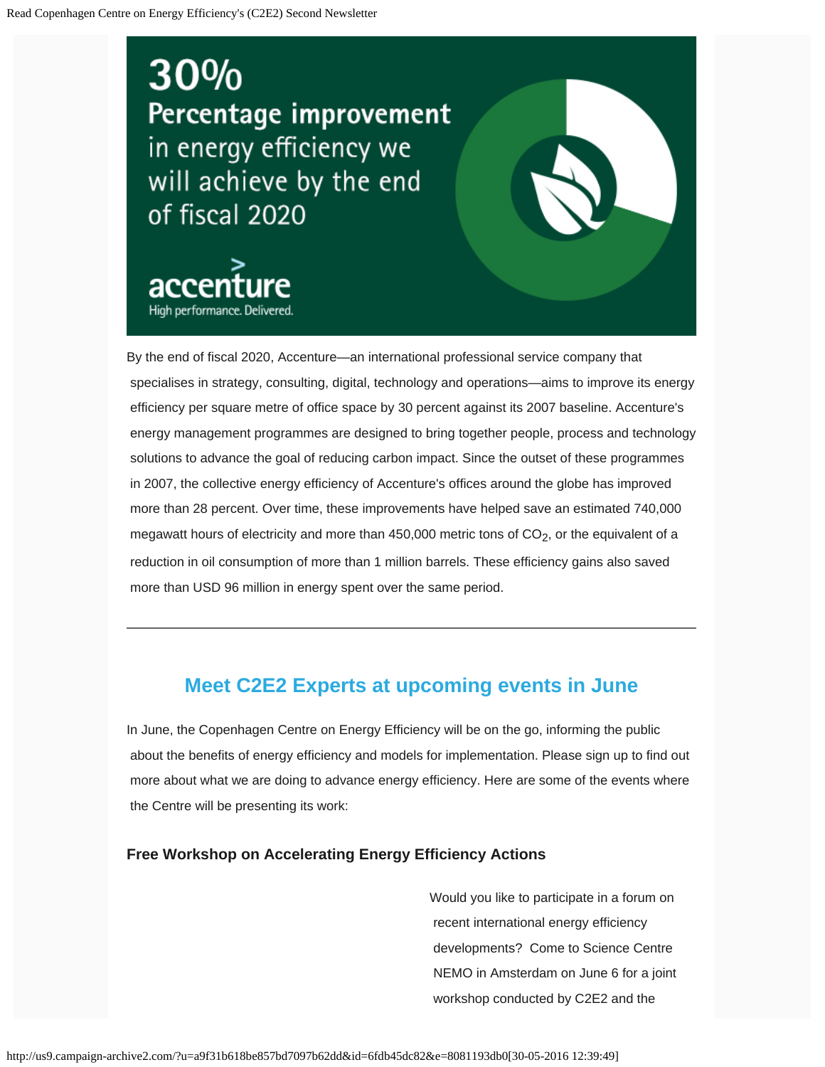30%
Percentage improvement in energy efficiency we will achieve by the end of fiscal 2020

accenture
High performance. Delivered.

By the end of fiscal 2020, Accenture—an international professional service company that specialises in strategy, consulting, digital, technology and operations—aims to improve its energy efficiency per square metre of office space by 30 percent against its 2007 baseline. Accenture's energy management programmes are designed to bring together people, process and technology solutions to advance the goal of reducing carbon impact. Since the outset of these programmes in 2007, the collective energy efficiency of Accenture's offices around the globe has improved more than 28 percent. Over time, these improvements have helped save an estimated 740,000 megawatt hours of electricity and more than 450,000 metric tons of $CO_2$, or the equivalent of a reduction in oil consumption of more than 1 million barrels. These efficiency gains also saved more than USD 96 million in energy spent over the same period.

---

## Meet C2E2 Experts at upcoming events in June

In June, the Copenhagen Centre on Energy Efficiency will be on the go, informing the public about the benefits of energy efficiency and models for implementation. Please sign up to find out more about what we are doing to advance energy efficiency. Here are some of the events where the Centre will be presenting its work:

### Free Workshop on Accelerating Energy Efficiency Actions

Would you like to participate in a forum on recent international energy efficiency developments? Come to Science Centre NEMO in Amsterdam on June 6 for a joint workshop conducted by C2E2 and the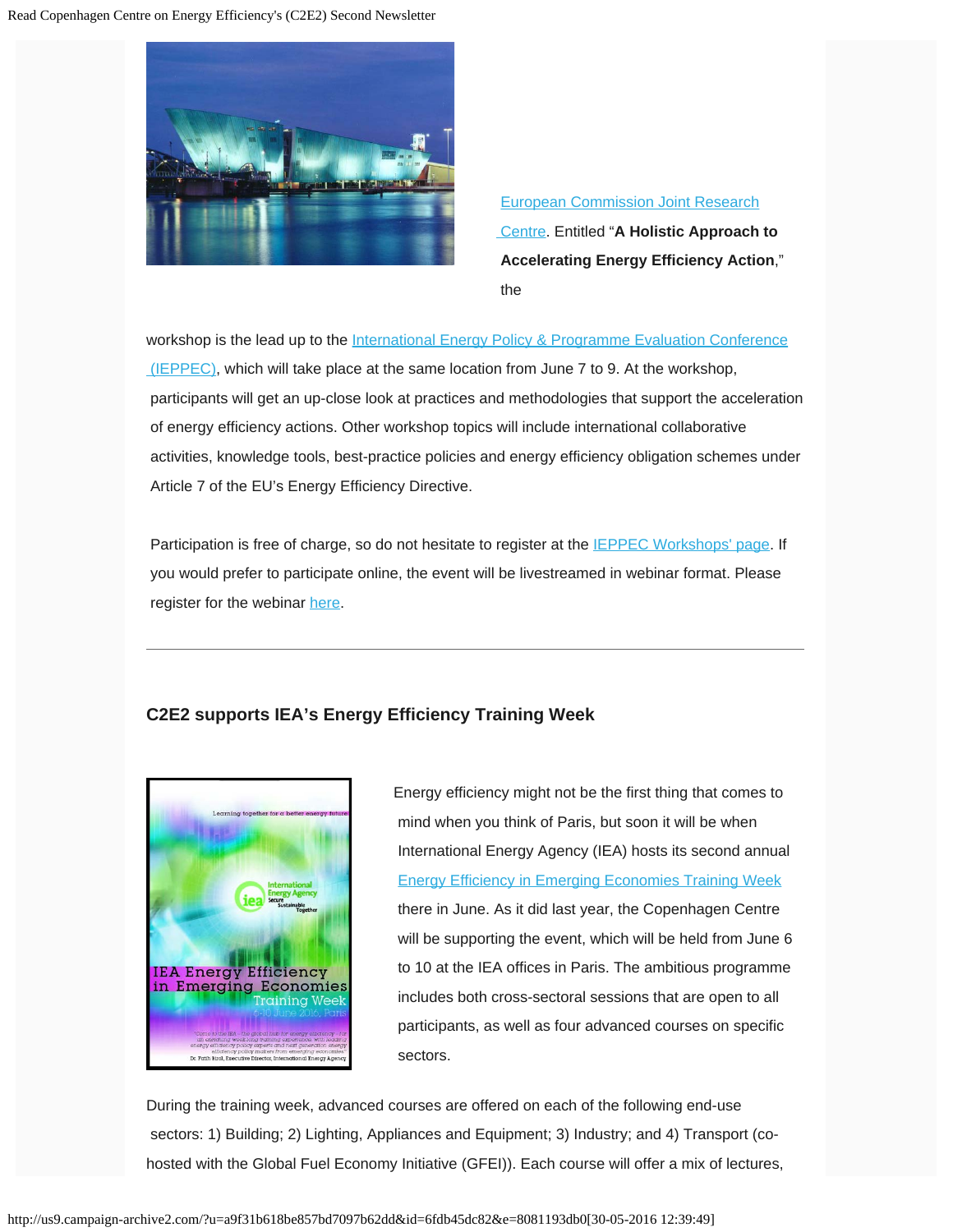European Commission Joint Research Centre. Entitled "**A Holistic Approach to Accelerating Energy Efficiency Action**," the workshop is the lead up to the International Energy Policy & Programme Evaluation Conference (IEPPEC), which will take place at the same location from June 7 to 9. At the workshop, participants will get an up-close look at practices and methodologies that support the acceleration of energy efficiency actions. Other workshop topics will include international collaborative activities, knowledge tools, best-practice policies and energy efficiency obligation schemes under Article 7 of the EU's Energy Efficiency Directive.

Participation is free of charge, so do not hesitate to register at the IEPPEC Workshops' page. If you would prefer to participate online, the event will be livestreamed in webinar format. Please register for the webinar here.

---

### C2E2 supports IEA's Energy Efficiency Training Week

Energy efficiency might not be the first thing that comes to mind when you think of Paris, but soon it will be when International Energy Agency (IEA) hosts its second annual Energy Efficiency in Emerging Economies Training Week there in June. As it did last year, the Copenhagen Centre will be supporting the event, which will be held from June 6 to 10 at the IEA offices in Paris. The ambitious programme includes both cross-sectoral sessions that are open to all participants, as well as four advanced courses on specific sectors.

During the training week, advanced courses are offered on each of the following end-use sectors: 1) Building; 2) Lighting, Appliances and Equipment; 3) Industry; and 4) Transport (co-hosted with the Global Fuel Economy Initiative (GFEI)). Each course will offer a mix of lectures,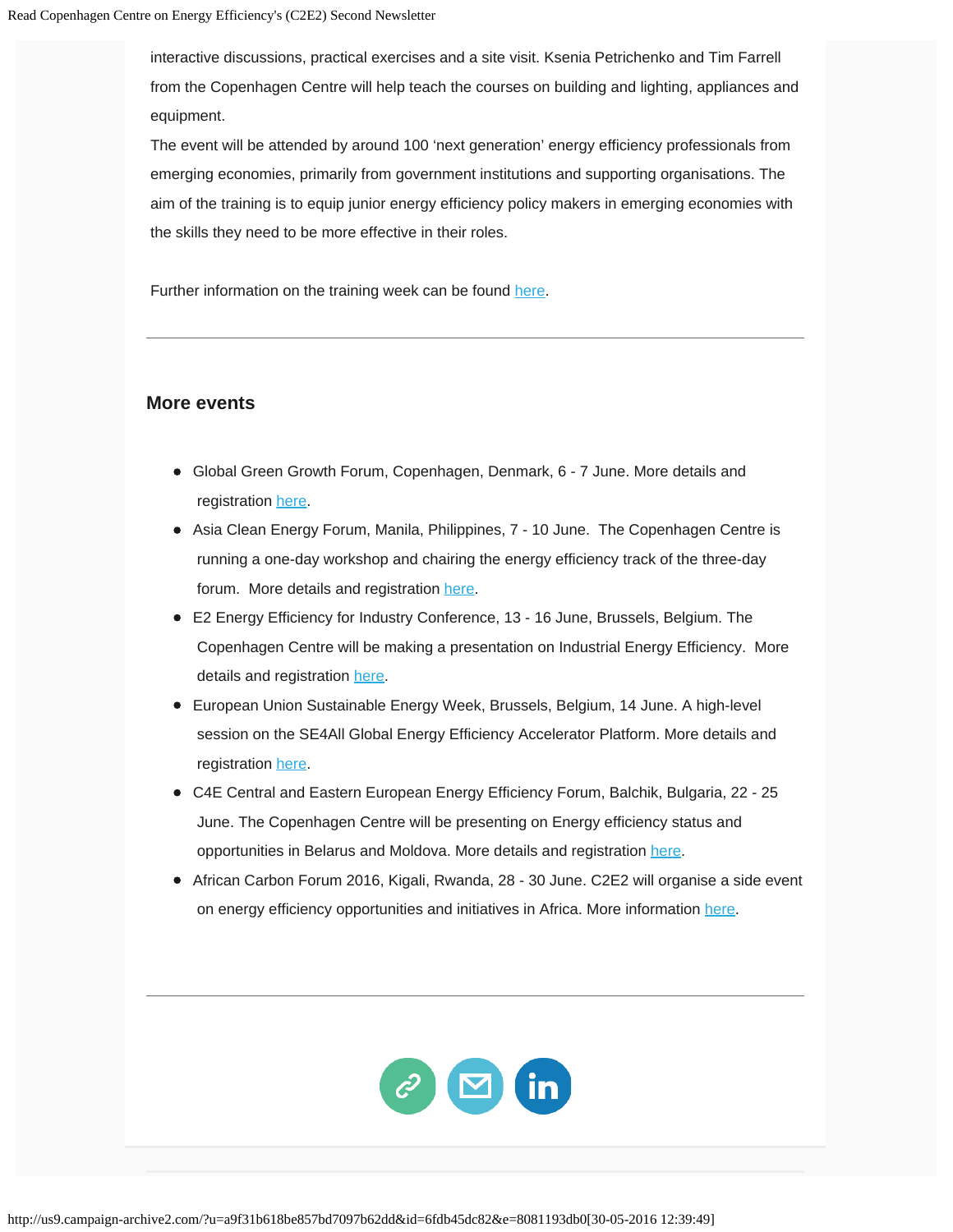interactive discussions, practical exercises and a site visit. Ksenia Petrichenko and Tim Farrell from the Copenhagen Centre will help teach the courses on building and lighting, appliances and equipment.

The event will be attended by around 100 'next generation' energy efficiency professionals from emerging economies, primarily from government institutions and supporting organisations. The aim of the training is to equip junior energy efficiency policy makers in emerging economies with the skills they need to be more effective in their roles.

Further information on the training week can be found here.

---

## More events

- Global Green Growth Forum, Copenhagen, Denmark, 6 - 7 June. More details and registration here.
- Asia Clean Energy Forum, Manila, Philippines, 7 - 10 June. The Copenhagen Centre is running a one-day workshop and chairing the energy efficiency track of the three-day forum. More details and registration here.
- E2 Energy Efficiency for Industry Conference, 13 - 16 June, Brussels, Belgium. The Copenhagen Centre will be making a presentation on Industrial Energy Efficiency. More details and registration here.
- European Union Sustainable Energy Week, Brussels, Belgium, 14 June. A high-level session on the SE4All Global Energy Efficiency Accelerator Platform. More details and registration here.
- C4E Central and Eastern European Energy Efficiency Forum, Balchik, Bulgaria, 22 - 25 June. The Copenhagen Centre will be presenting on Energy efficiency status and opportunities in Belarus and Moldova. More details and registration here.
- African Carbon Forum 2016, Kigali, Rwanda, 28 - 30 June. C2E2 will organise a side event on energy efficiency opportunities and initiatives in Africa. More information here.

---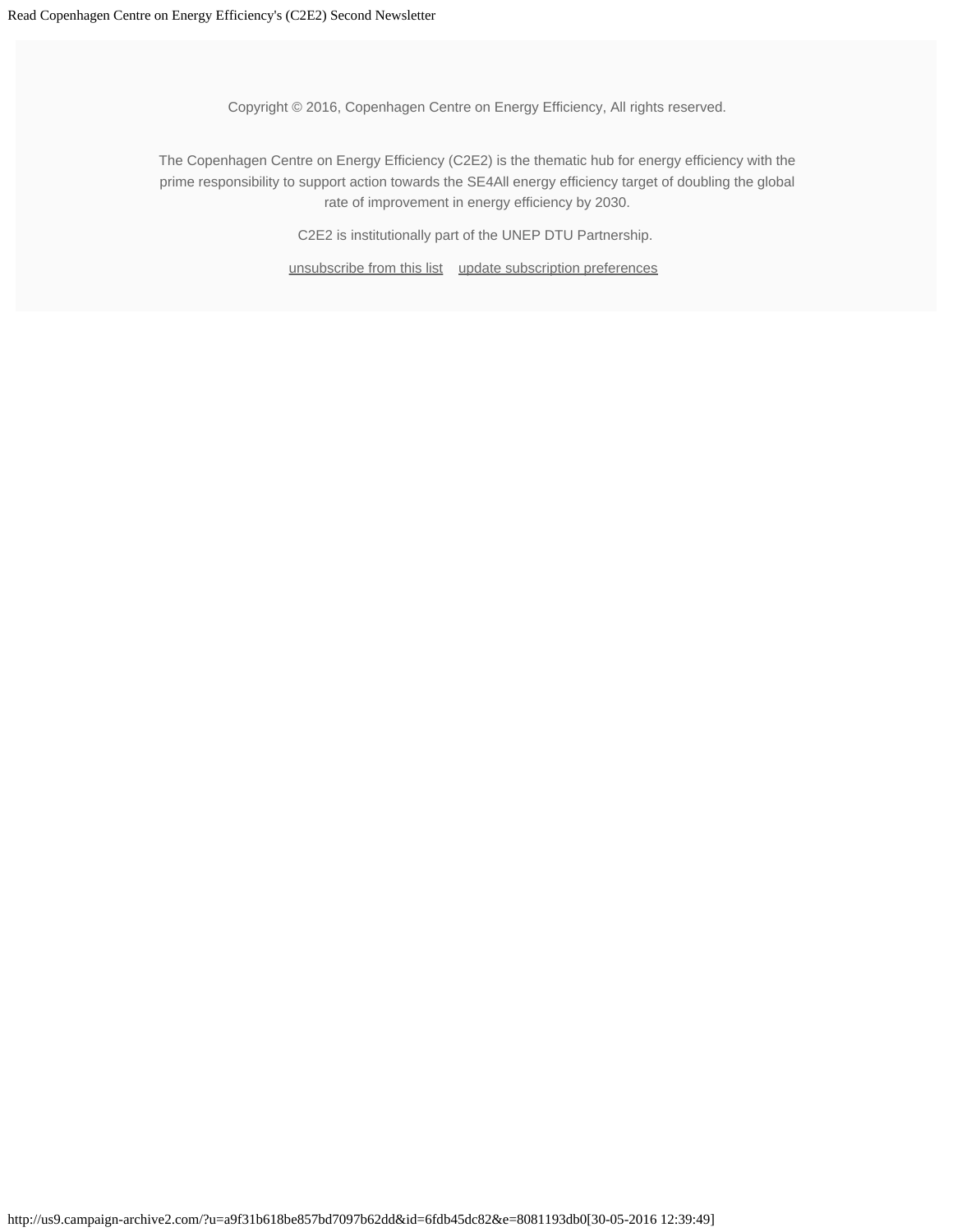Copyright © 2016, Copenhagen Centre on Energy Efficiency, All rights reserved.

The Copenhagen Centre on Energy Efficiency (C2E2) is the thematic hub for energy efficiency with the prime responsibility to support action towards the SE4All energy efficiency target of doubling the global rate of improvement in energy efficiency by 2030.

C2E2 is institutionally part of the UNEP DTU Partnership.

unsubscribe from this list    update subscription preferences